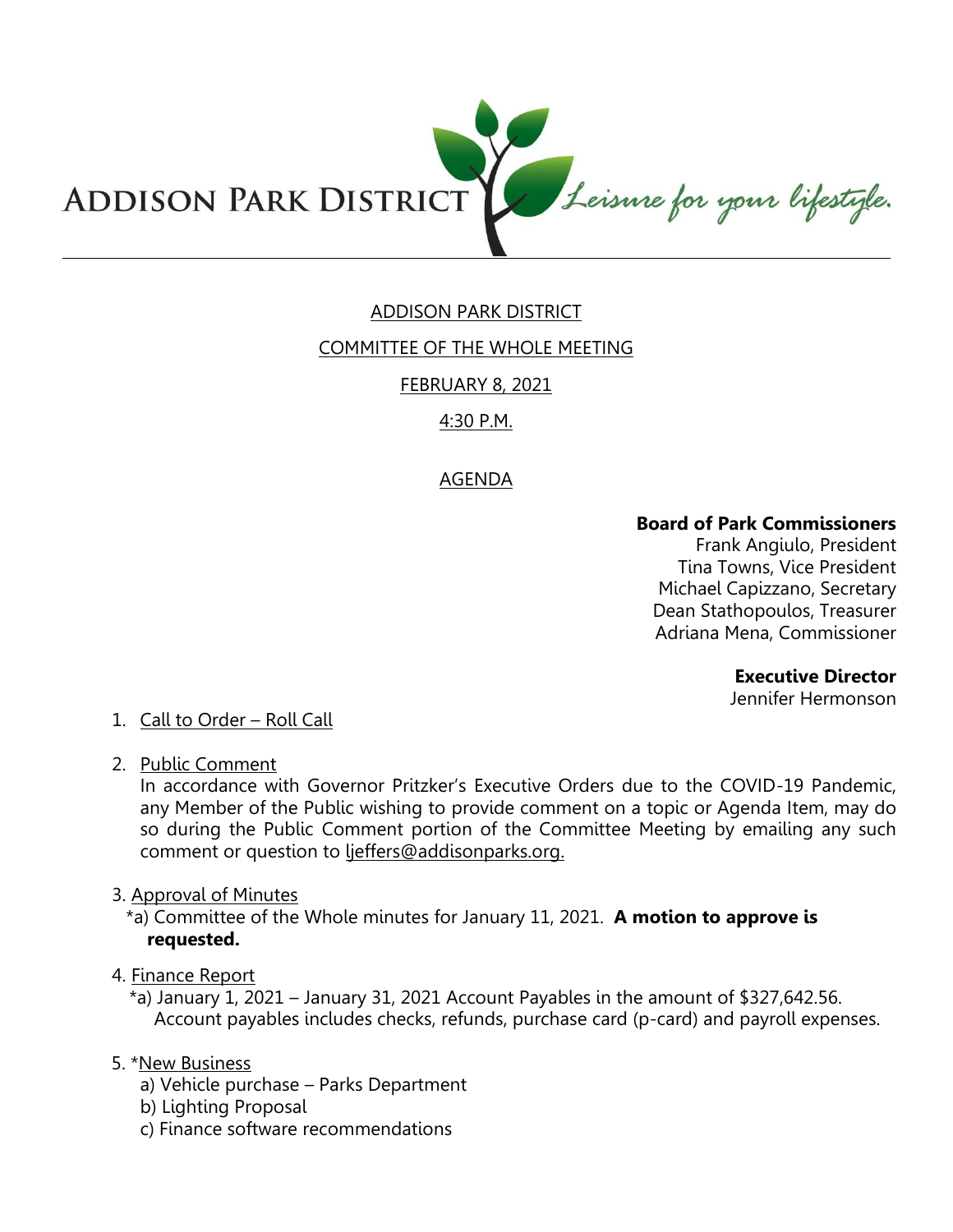ADDISON PARK DISTRICT *Leisure for your lifestyle.*

# ADDISON PARK DISTRICT

## COMMITTEE OF THE WHOLE MEETING

## FEBRUARY 8, 2021

## 4:30 P.M.

## AGENDA

**Board of Park Commissioners**
Frank Angiulo, President
Tina Towns, Vice President
Michael Capizzano, Secretary
Dean Stathopoulos, Treasurer
Adriana Mena, Commissioner

**Executive Director**
Jennifer Hermonson

1. Call to Order – Roll Call

2. Public Comment
   In accordance with Governor Pritzker's Executive Orders due to the COVID-19 Pandemic, any Member of the Public wishing to provide comment on a topic or Agenda Item, may do so during the Public Comment portion of the Committee Meeting by emailing any such comment or question to ljeffers@addisonparks.org.

3. Approval of Minutes
   *a) Committee of the Whole minutes for January 11, 2021. **A motion to approve is requested.**

4. Finance Report
   *a) January 1, 2021 – January 31, 2021 Account Payables in the amount of $327,642.56. Account payables includes checks, refunds, purchase card (p-card) and payroll expenses.

5. *New Business
   a) Vehicle purchase – Parks Department
   b) Lighting Proposal
   c) Finance software recommendations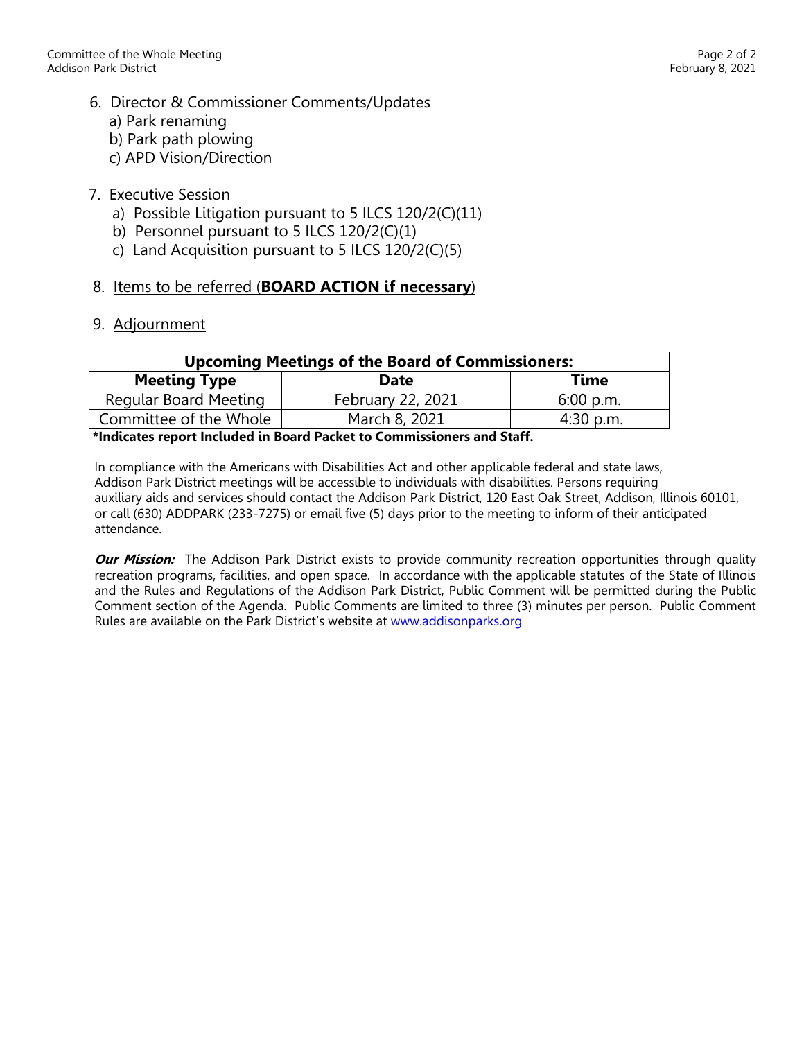6. Director & Commissioner Comments/Updates
   a) Park renaming
   b) Park path plowing
   c) APD Vision/Direction

7. Executive Session
   a) Possible Litigation pursuant to 5 ILCS 120/2(C)(11)
   b) Personnel pursuant to 5 ILCS 120/2(C)(1)
   c) Land Acquisition pursuant to 5 ILCS 120/2(C)(5)

8. Items to be referred (**BOARD ACTION if necessary**)

9. Adjournment

| **Upcoming Meetings of the Board of Commissioners:** | | |
|---|---|---|
| **Meeting Type** | **Date** | **Time** |
| Regular Board Meeting | February 22, 2021 | 6:00 p.m. |
| Committee of the Whole | March 8, 2021 | 4:30 p.m. |

**\*Indicates report Included in Board Packet to Commissioners and Staff.**

In compliance with the Americans with Disabilities Act and other applicable federal and state laws, Addison Park District meetings will be accessible to individuals with disabilities. Persons requiring auxiliary aids and services should contact the Addison Park District, 120 East Oak Street, Addison, Illinois 60101, or call (630) ADDPARK (233-7275) or email five (5) days prior to the meeting to inform of their anticipated attendance.

***Our Mission:*** The Addison Park District exists to provide community recreation opportunities through quality recreation programs, facilities, and open space. In accordance with the applicable statutes of the State of Illinois and the Rules and Regulations of the Addison Park District, Public Comment will be permitted during the Public Comment section of the Agenda. Public Comments are limited to three (3) minutes per person. Public Comment Rules are available on the Park District's website at www.addisonparks.org